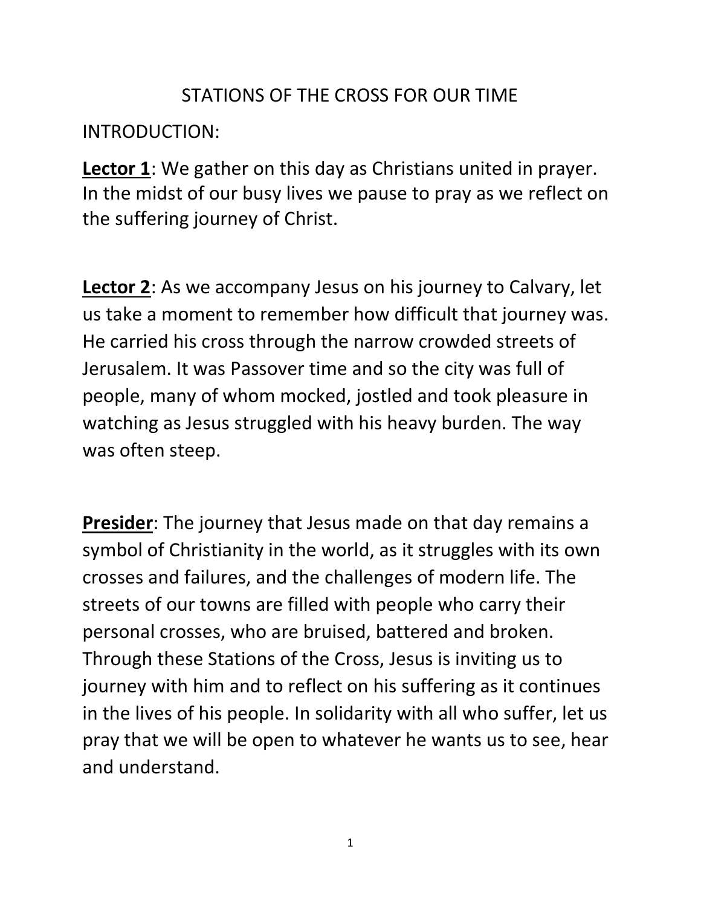# STATIONS OF THE CROSS FOR OUR TIME

INTRODUCTION:

**Lector 1**: We gather on this day as Christians united in prayer. In the midst of our busy lives we pause to pray as we reflect on the suffering journey of Christ.

**Lector 2**: As we accompany Jesus on his journey to Calvary, let us take a moment to remember how difficult that journey was. He carried his cross through the narrow crowded streets of Jerusalem. It was Passover time and so the city was full of people, many of whom mocked, jostled and took pleasure in watching as Jesus struggled with his heavy burden. The way was often steep.

**Presider**: The journey that Jesus made on that day remains a symbol of Christianity in the world, as it struggles with its own crosses and failures, and the challenges of modern life. The streets of our towns are filled with people who carry their personal crosses, who are bruised, battered and broken. Through these Stations of the Cross, Jesus is inviting us to journey with him and to reflect on his suffering as it continues in the lives of his people. In solidarity with all who suffer, let us pray that we will be open to whatever he wants us to see, hear and understand.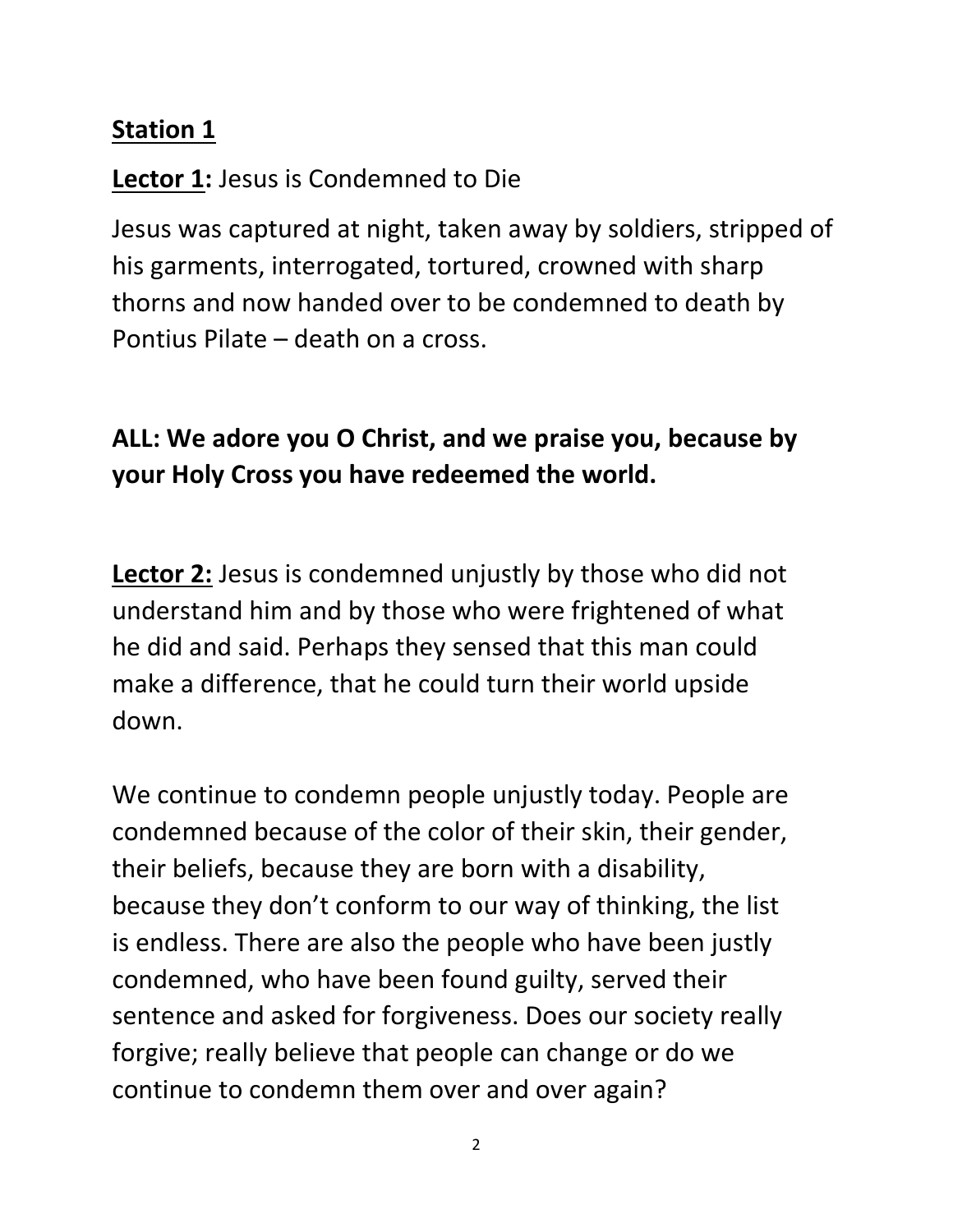## Station 1

**Lector 1:** Jesus is Condemned to Die

Jesus was captured at night, taken away by soldiers, stripped of his garments, interrogated, tortured, crowned with sharp thorns and now handed over to be condemned to death by Pontius Pilate – death on a cross.

**ALL: We adore you O Christ, and we praise you, because by your Holy Cross you have redeemed the world.**

**Lector 2:** Jesus is condemned unjustly by those who did not understand him and by those who were frightened of what he did and said. Perhaps they sensed that this man could make a difference, that he could turn their world upside down.

We continue to condemn people unjustly today. People are condemned because of the color of their skin, their gender, their beliefs, because they are born with a disability, because they don't conform to our way of thinking, the list is endless. There are also the people who have been justly condemned, who have been found guilty, served their sentence and asked for forgiveness. Does our society really forgive; really believe that people can change or do we continue to condemn them over and over again?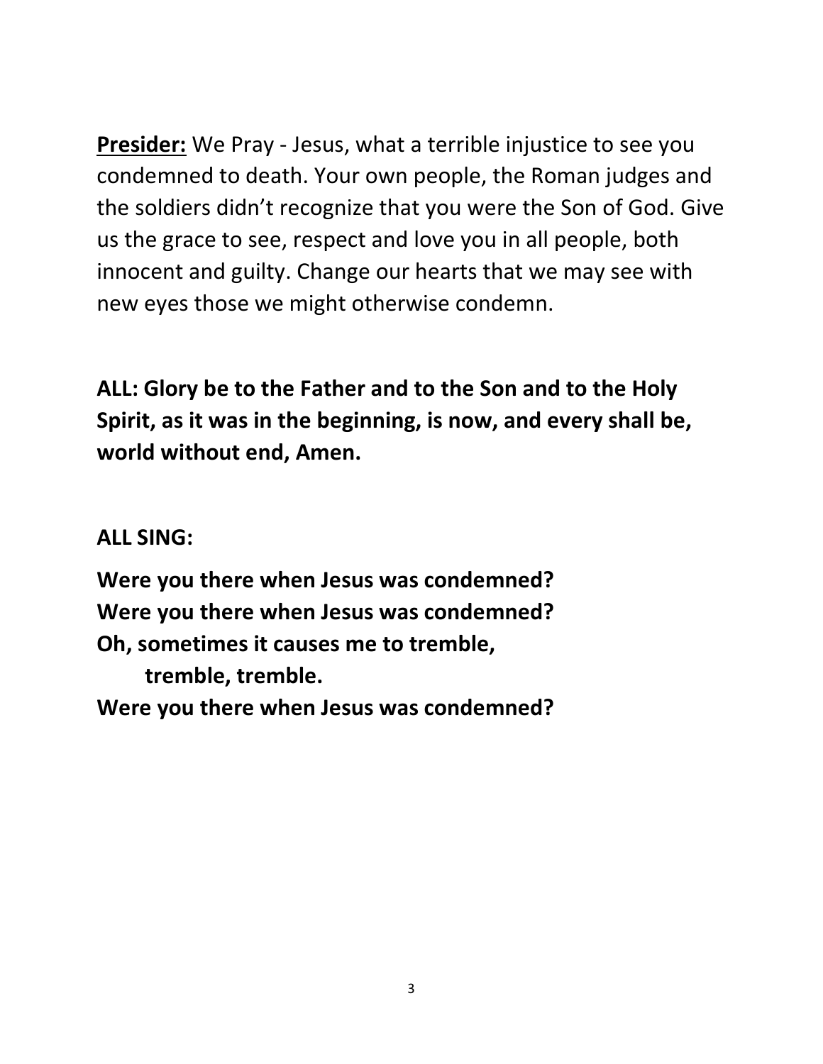<u>**Presider:**</u> We Pray - Jesus, what a terrible injustice to see you condemned to death. Your own people, the Roman judges and the soldiers didn't recognize that you were the Son of God. Give us the grace to see, respect and love you in all people, both innocent and guilty. Change our hearts that we may see with new eyes those we might otherwise condemn.

**ALL: Glory be to the Father and to the Son and to the Holy Spirit, as it was in the beginning, is now, and every shall be, world without end, Amen.**

**ALL SING:**

**Were you there when Jesus was condemned?**
**Were you there when Jesus was condemned?**
**Oh, sometimes it causes me to tremble,**
**tremble, tremble.**
**Were you there when Jesus was condemned?**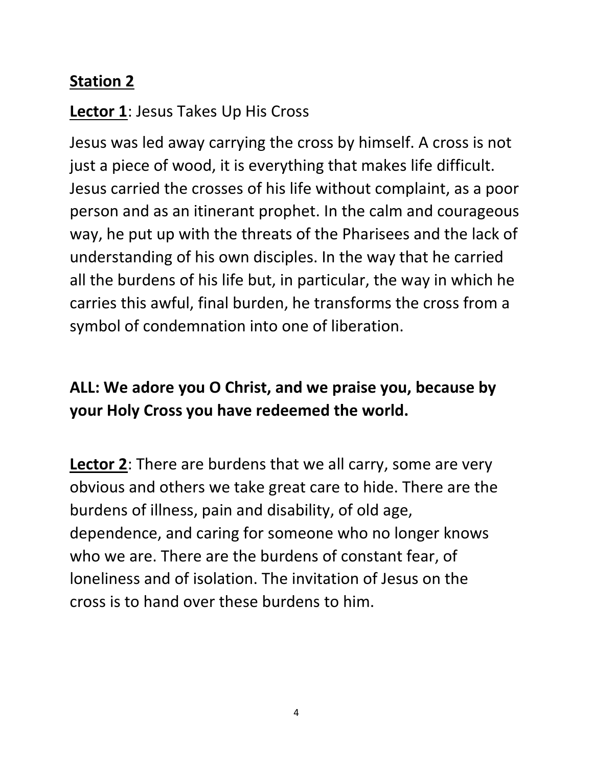**Station 2**

**Lector 1**: Jesus Takes Up His Cross

Jesus was led away carrying the cross by himself. A cross is not just a piece of wood, it is everything that makes life difficult. Jesus carried the crosses of his life without complaint, as a poor person and as an itinerant prophet. In the calm and courageous way, he put up with the threats of the Pharisees and the lack of understanding of his own disciples. In the way that he carried all the burdens of his life but, in particular, the way in which he carries this awful, final burden, he transforms the cross from a symbol of condemnation into one of liberation.

**ALL: We adore you O Christ, and we praise you, because by your Holy Cross you have redeemed the world.**

**Lector 2**: There are burdens that we all carry, some are very obvious and others we take great care to hide. There are the burdens of illness, pain and disability, of old age, dependence, and caring for someone who no longer knows who we are. There are the burdens of constant fear, of loneliness and of isolation. The invitation of Jesus on the cross is to hand over these burdens to him.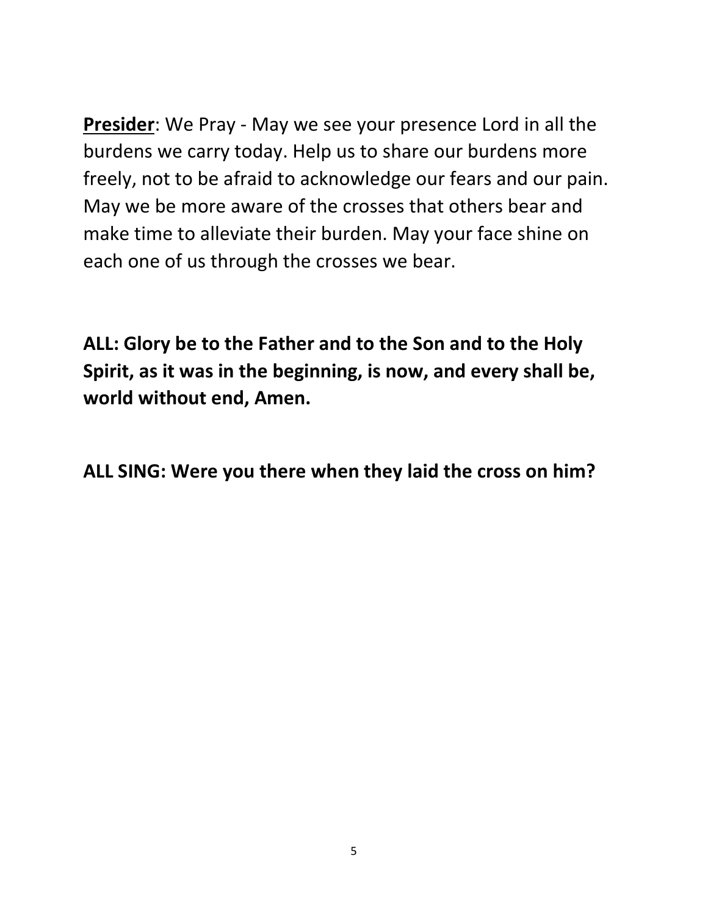**<u>Presider</u>**: We Pray - May we see your presence Lord in all the burdens we carry today. Help us to share our burdens more freely, not to be afraid to acknowledge our fears and our pain. May we be more aware of the crosses that others bear and make time to alleviate their burden. May your face shine on each one of us through the crosses we bear.

**ALL: Glory be to the Father and to the Son and to the Holy Spirit, as it was in the beginning, is now, and every shall be, world without end, Amen.**

**ALL SING: Were you there when they laid the cross on him?**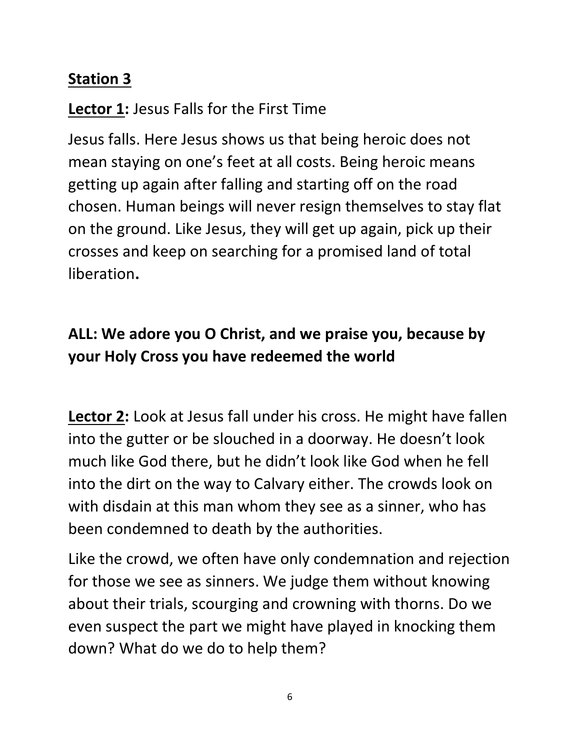## Station 3

**Lector 1:** Jesus Falls for the First Time

Jesus falls. Here Jesus shows us that being heroic does not mean staying on one's feet at all costs. Being heroic means getting up again after falling and starting off on the road chosen. Human beings will never resign themselves to stay flat on the ground. Like Jesus, they will get up again, pick up their crosses and keep on searching for a promised land of total liberation**.**

**ALL: We adore you O Christ, and we praise you, because by your Holy Cross you have redeemed the world**

**Lector 2:** Look at Jesus fall under his cross. He might have fallen into the gutter or be slouched in a doorway. He doesn't look much like God there, but he didn't look like God when he fell into the dirt on the way to Calvary either. The crowds look on with disdain at this man whom they see as a sinner, who has been condemned to death by the authorities.

Like the crowd, we often have only condemnation and rejection for those we see as sinners. We judge them without knowing about their trials, scourging and crowning with thorns. Do we even suspect the part we might have played in knocking them down? What do we do to help them?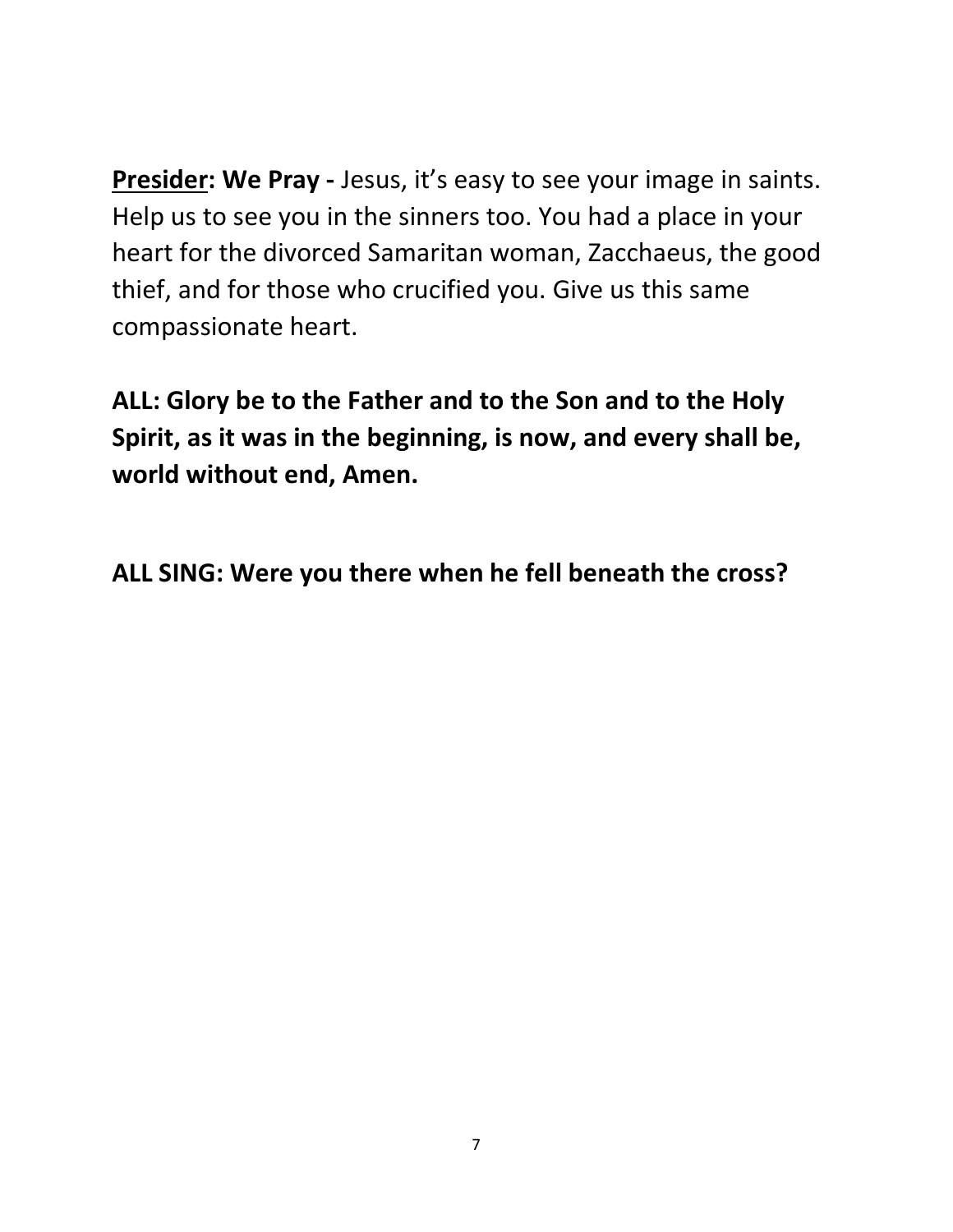<u>**Presider**</u>**: We Pray -** Jesus, it's easy to see your image in saints. Help us to see you in the sinners too. You had a place in your heart for the divorced Samaritan woman, Zacchaeus, the good thief, and for those who crucified you. Give us this same compassionate heart.

**ALL: Glory be to the Father and to the Son and to the Holy Spirit, as it was in the beginning, is now, and every shall be, world without end, Amen.**

**ALL SING: Were you there when he fell beneath the cross?**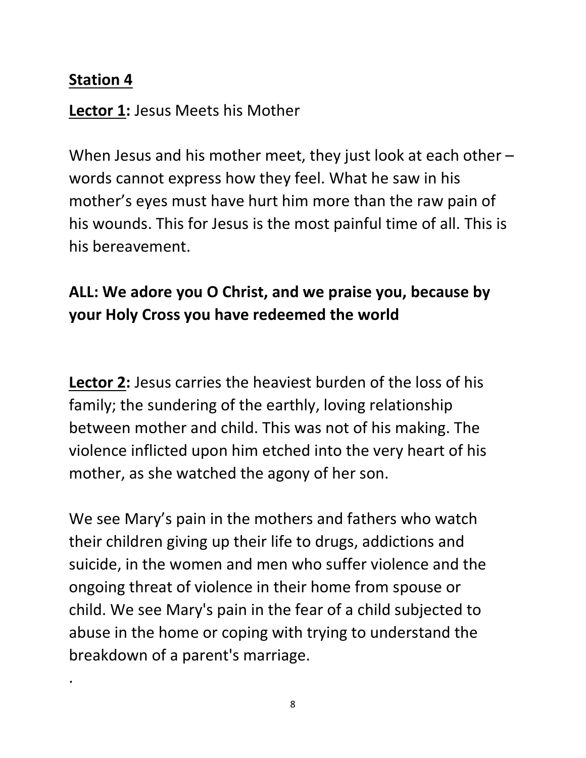**<u>Station 4</u>**

**<u>Lector 1</u>:** Jesus Meets his Mother

When Jesus and his mother meet, they just look at each other – words cannot express how they feel. What he saw in his mother's eyes must have hurt him more than the raw pain of his wounds. This for Jesus is the most painful time of all. This is his bereavement.

**ALL: We adore you O Christ, and we praise you, because by your Holy Cross you have redeemed the world**

**<u>Lector 2</u>:** Jesus carries the heaviest burden of the loss of his family; the sundering of the earthly, loving relationship between mother and child. This was not of his making. The violence inflicted upon him etched into the very heart of his mother, as she watched the agony of her son.

We see Mary's pain in the mothers and fathers who watch their children giving up their life to drugs, addictions and suicide, in the women and men who suffer violence and the ongoing threat of violence in their home from spouse or child. We see Mary's pain in the fear of a child subjected to abuse in the home or coping with trying to understand the breakdown of a parent's marriage.

.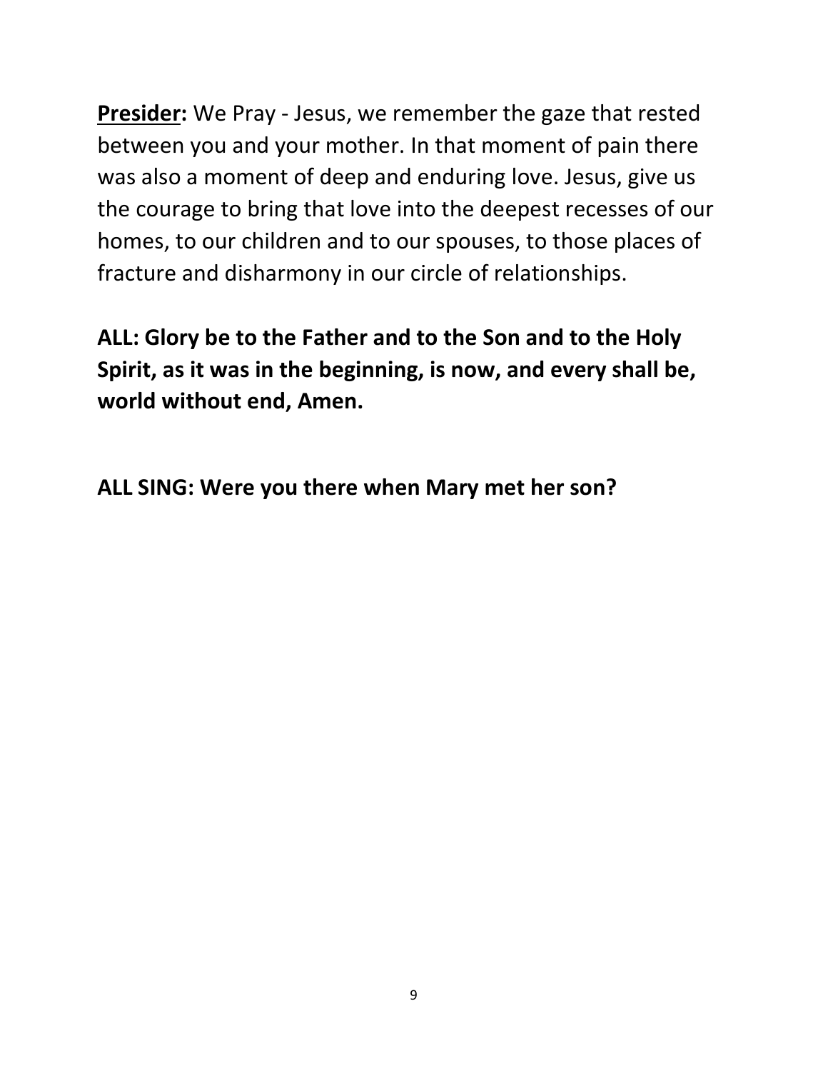**<u>Presider</u>:** We Pray - Jesus, we remember the gaze that rested between you and your mother. In that moment of pain there was also a moment of deep and enduring love. Jesus, give us the courage to bring that love into the deepest recesses of our homes, to our children and to our spouses, to those places of fracture and disharmony in our circle of relationships.

**ALL: Glory be to the Father and to the Son and to the Holy Spirit, as it was in the beginning, is now, and every shall be, world without end, Amen.**

**ALL SING: Were you there when Mary met her son?**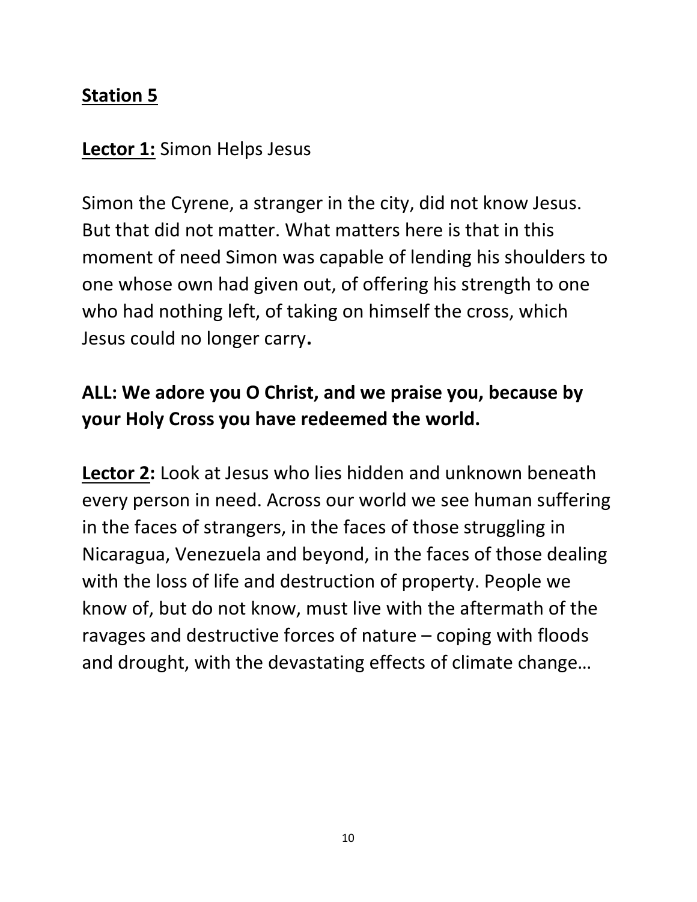## Station 5

**Lector 1:** Simon Helps Jesus

Simon the Cyrene, a stranger in the city, did not know Jesus. But that did not matter. What matters here is that in this moment of need Simon was capable of lending his shoulders to one whose own had given out, of offering his strength to one who had nothing left, of taking on himself the cross, which Jesus could no longer carry**.**

**ALL: We adore you O Christ, and we praise you, because by your Holy Cross you have redeemed the world.**

**Lector 2:** Look at Jesus who lies hidden and unknown beneath every person in need. Across our world we see human suffering in the faces of strangers, in the faces of those struggling in Nicaragua, Venezuela and beyond, in the faces of those dealing with the loss of life and destruction of property. People we know of, but do not know, must live with the aftermath of the ravages and destructive forces of nature – coping with floods and drought, with the devastating effects of climate change…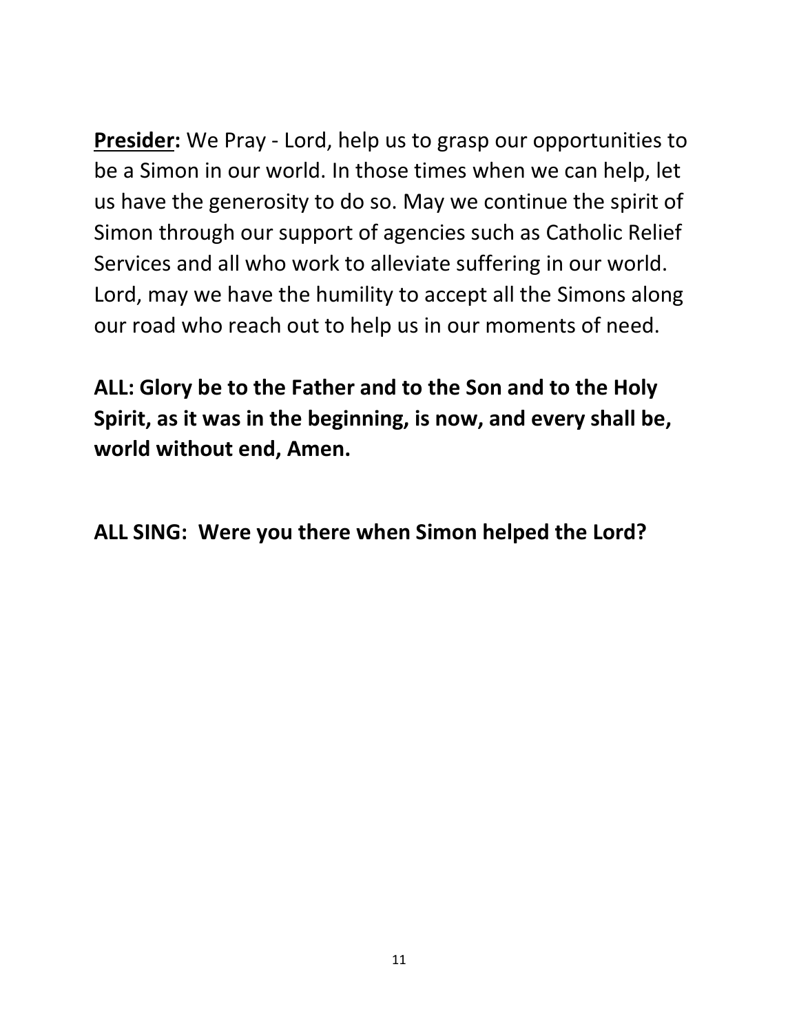**<u>Presider</u>:** We Pray - Lord, help us to grasp our opportunities to be a Simon in our world. In those times when we can help, let us have the generosity to do so. May we continue the spirit of Simon through our support of agencies such as Catholic Relief Services and all who work to alleviate suffering in our world. Lord, may we have the humility to accept all the Simons along our road who reach out to help us in our moments of need.

**ALL: Glory be to the Father and to the Son and to the Holy Spirit, as it was in the beginning, is now, and every shall be, world without end, Amen.**

**ALL SING: Were you there when Simon helped the Lord?**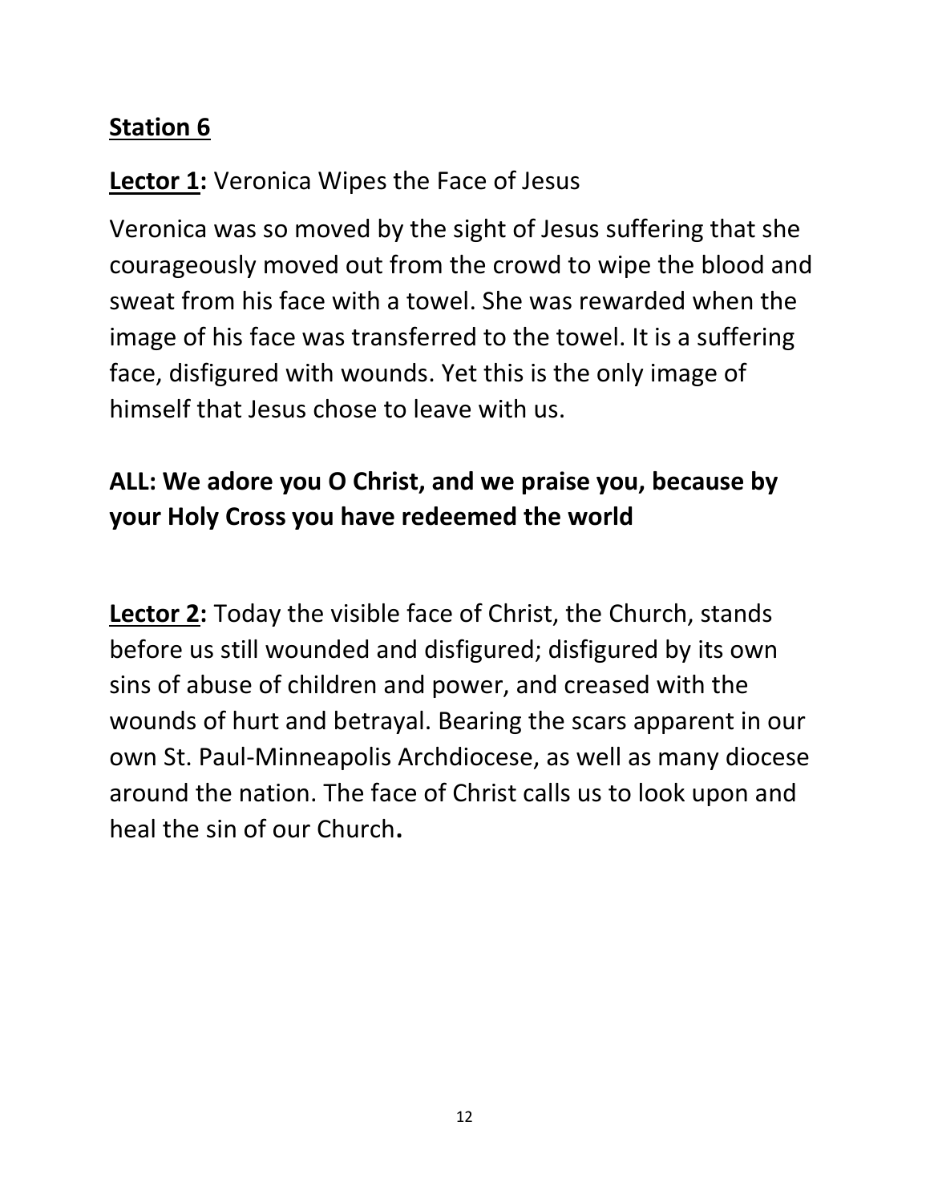## Station 6

**Lector 1:** Veronica Wipes the Face of Jesus

Veronica was so moved by the sight of Jesus suffering that she courageously moved out from the crowd to wipe the blood and sweat from his face with a towel. She was rewarded when the image of his face was transferred to the towel. It is a suffering face, disfigured with wounds. Yet this is the only image of himself that Jesus chose to leave with us.

**ALL: We adore you O Christ, and we praise you, because by your Holy Cross you have redeemed the world**

**Lector 2:** Today the visible face of Christ, the Church, stands before us still wounded and disfigured; disfigured by its own sins of abuse of children and power, and creased with the wounds of hurt and betrayal. Bearing the scars apparent in our own St. Paul-Minneapolis Archdiocese, as well as many diocese around the nation. The face of Christ calls us to look upon and heal the sin of our Church**.**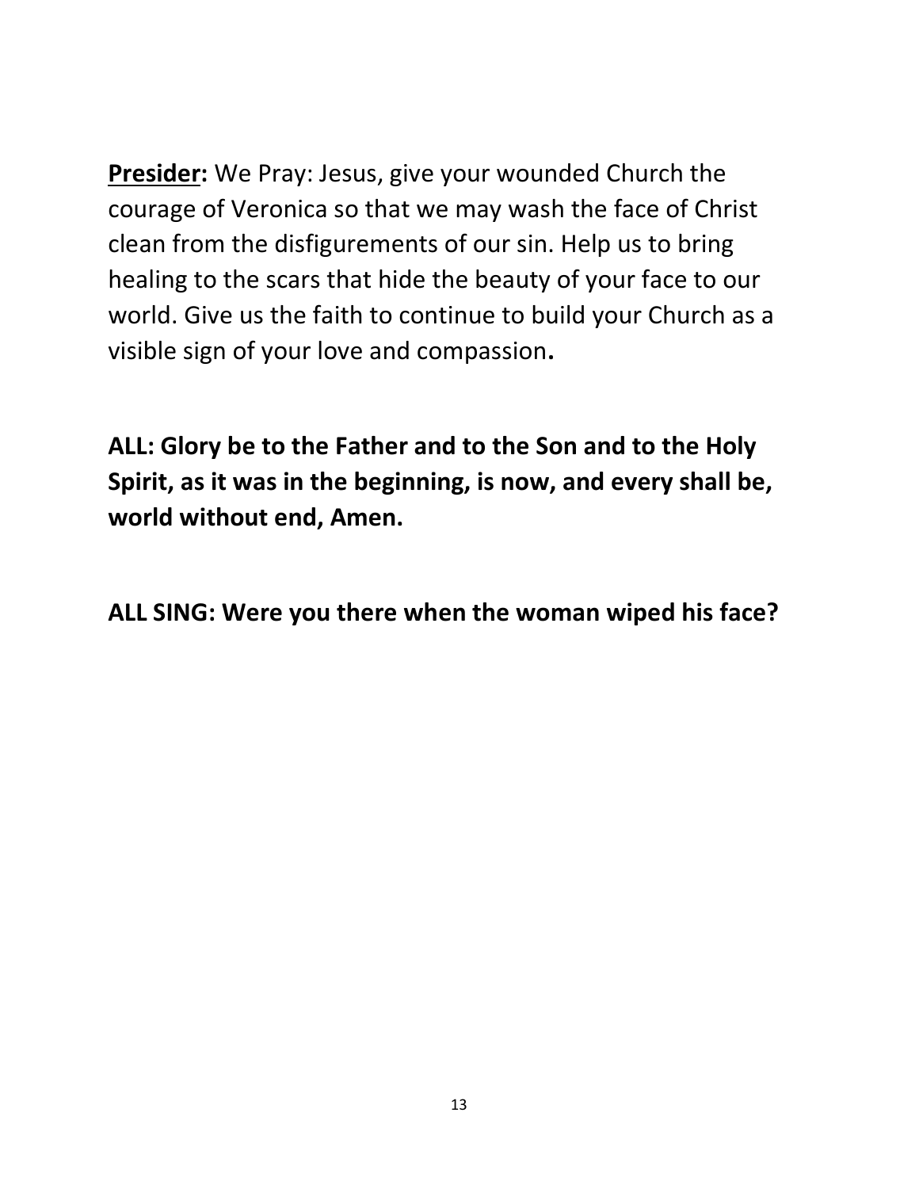**<u>Presider</u>:** We Pray: Jesus, give your wounded Church the courage of Veronica so that we may wash the face of Christ clean from the disfigurements of our sin. Help us to bring healing to the scars that hide the beauty of your face to our world. Give us the faith to continue to build your Church as a visible sign of your love and compassion**.**

**ALL: Glory be to the Father and to the Son and to the Holy Spirit, as it was in the beginning, is now, and every shall be, world without end, Amen.**

**ALL SING: Were you there when the woman wiped his face?**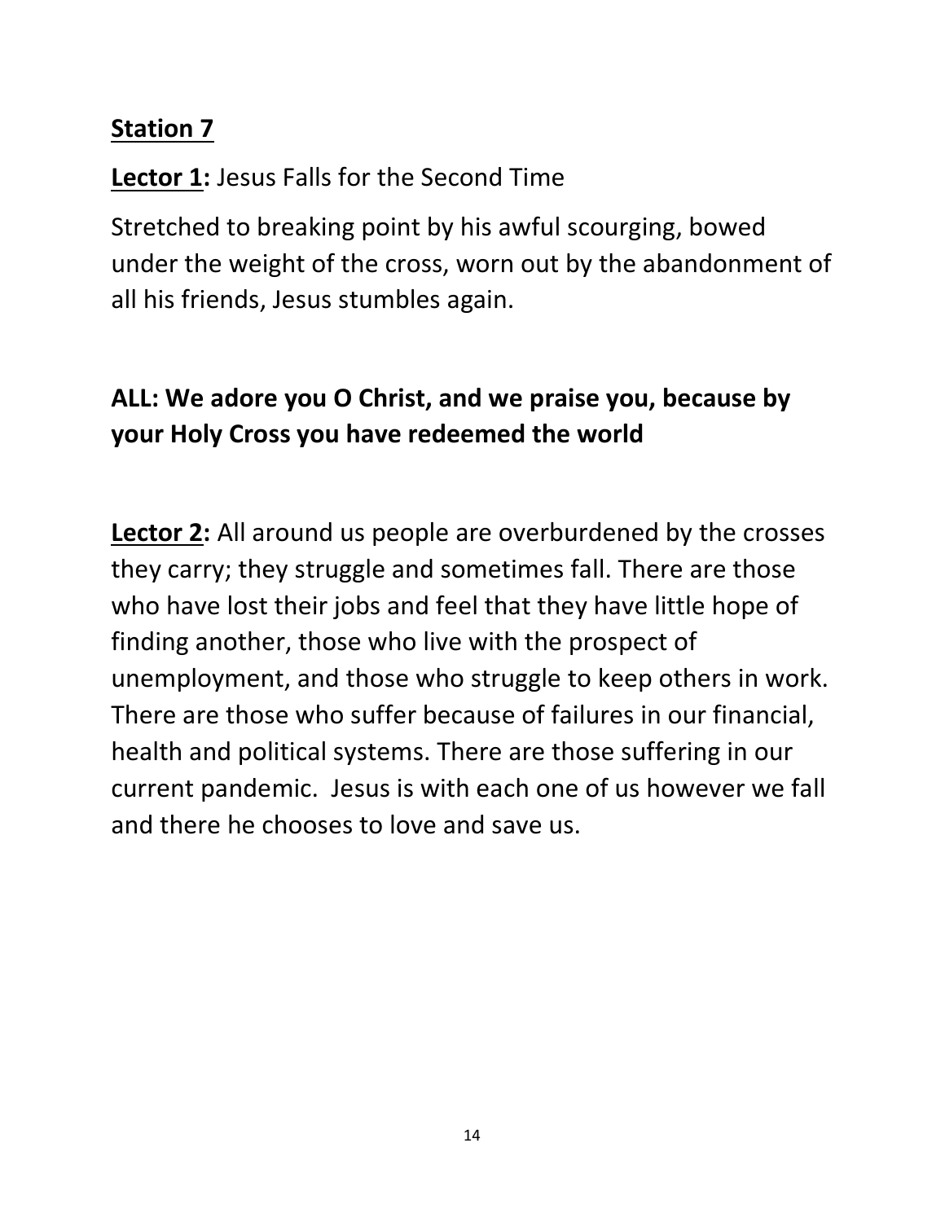## Station 7

**Lector 1:** Jesus Falls for the Second Time

Stretched to breaking point by his awful scourging, bowed under the weight of the cross, worn out by the abandonment of all his friends, Jesus stumbles again.

**ALL: We adore you O Christ, and we praise you, because by your Holy Cross you have redeemed the world**

**Lector 2:** All around us people are overburdened by the crosses they carry; they struggle and sometimes fall. There are those who have lost their jobs and feel that they have little hope of finding another, those who live with the prospect of unemployment, and those who struggle to keep others in work. There are those who suffer because of failures in our financial, health and political systems. There are those suffering in our current pandemic. Jesus is with each one of us however we fall and there he chooses to love and save us.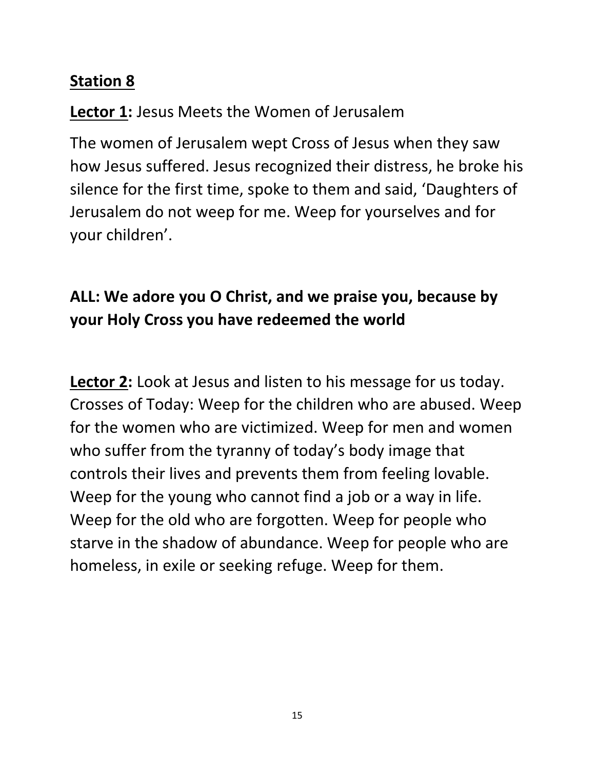## Station 8

**Lector 1:** Jesus Meets the Women of Jerusalem

The women of Jerusalem wept Cross of Jesus when they saw how Jesus suffered. Jesus recognized their distress, he broke his silence for the first time, spoke to them and said, 'Daughters of Jerusalem do not weep for me. Weep for yourselves and for your children'.

**ALL: We adore you O Christ, and we praise you, because by your Holy Cross you have redeemed the world**

**Lector 2:** Look at Jesus and listen to his message for us today. Crosses of Today: Weep for the children who are abused. Weep for the women who are victimized. Weep for men and women who suffer from the tyranny of today's body image that controls their lives and prevents them from feeling lovable. Weep for the young who cannot find a job or a way in life. Weep for the old who are forgotten. Weep for people who starve in the shadow of abundance. Weep for people who are homeless, in exile or seeking refuge. Weep for them.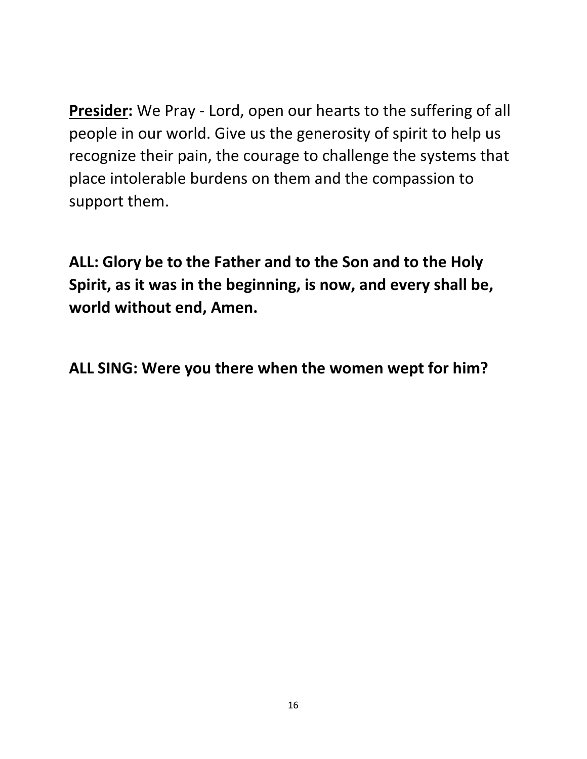**Presider:** We Pray - Lord, open our hearts to the suffering of all people in our world. Give us the generosity of spirit to help us recognize their pain, the courage to challenge the systems that place intolerable burdens on them and the compassion to support them.

**ALL: Glory be to the Father and to the Son and to the Holy Spirit, as it was in the beginning, is now, and every shall be, world without end, Amen.**

**ALL SING: Were you there when the women wept for him?**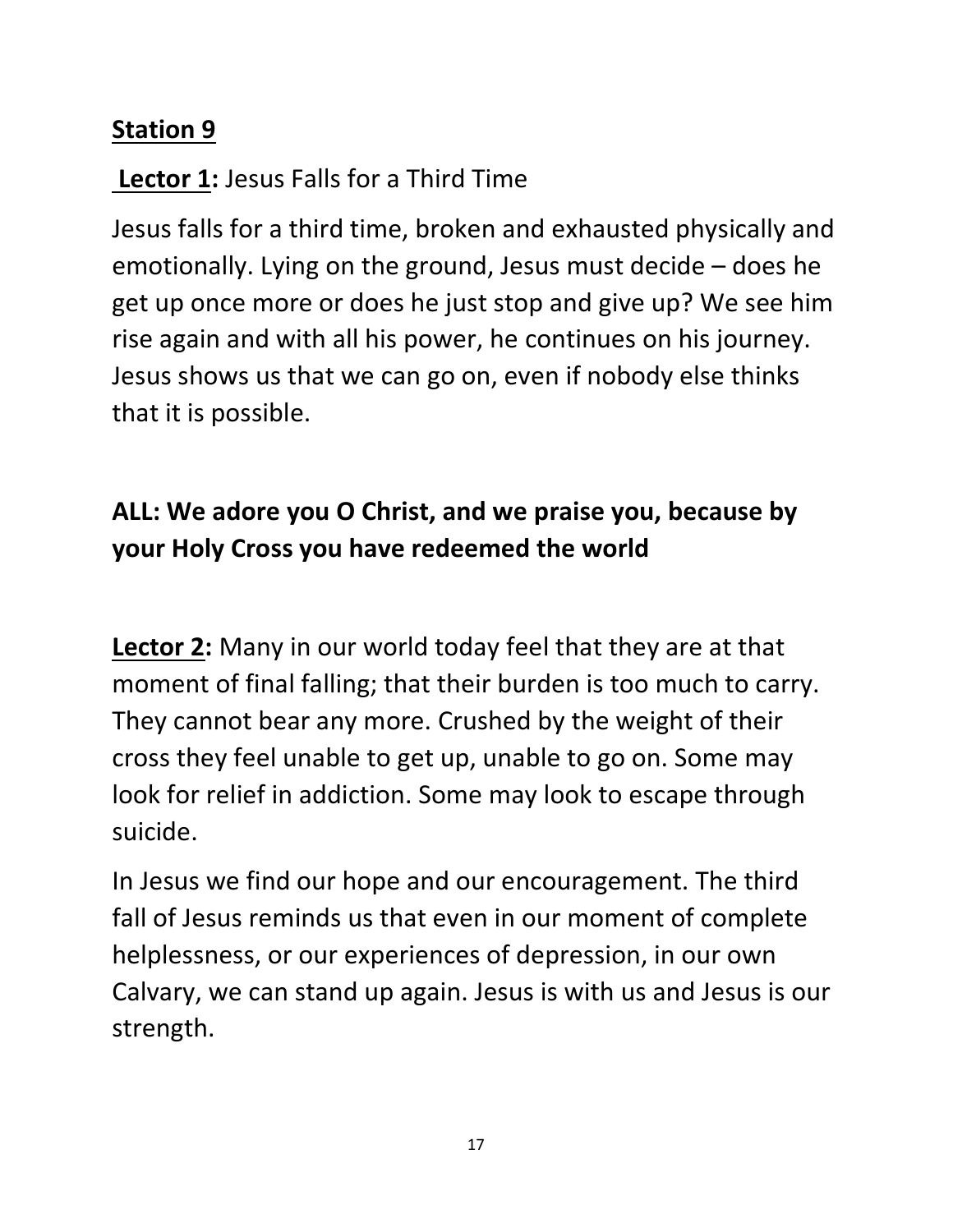## Station 9

**Lector 1:** Jesus Falls for a Third Time

Jesus falls for a third time, broken and exhausted physically and emotionally. Lying on the ground, Jesus must decide – does he get up once more or does he just stop and give up? We see him rise again and with all his power, he continues on his journey. Jesus shows us that we can go on, even if nobody else thinks that it is possible.

**ALL: We adore you O Christ, and we praise you, because by your Holy Cross you have redeemed the world**

**Lector 2:** Many in our world today feel that they are at that moment of final falling; that their burden is too much to carry. They cannot bear any more. Crushed by the weight of their cross they feel unable to get up, unable to go on. Some may look for relief in addiction. Some may look to escape through suicide.

In Jesus we find our hope and our encouragement. The third fall of Jesus reminds us that even in our moment of complete helplessness, or our experiences of depression, in our own Calvary, we can stand up again. Jesus is with us and Jesus is our strength.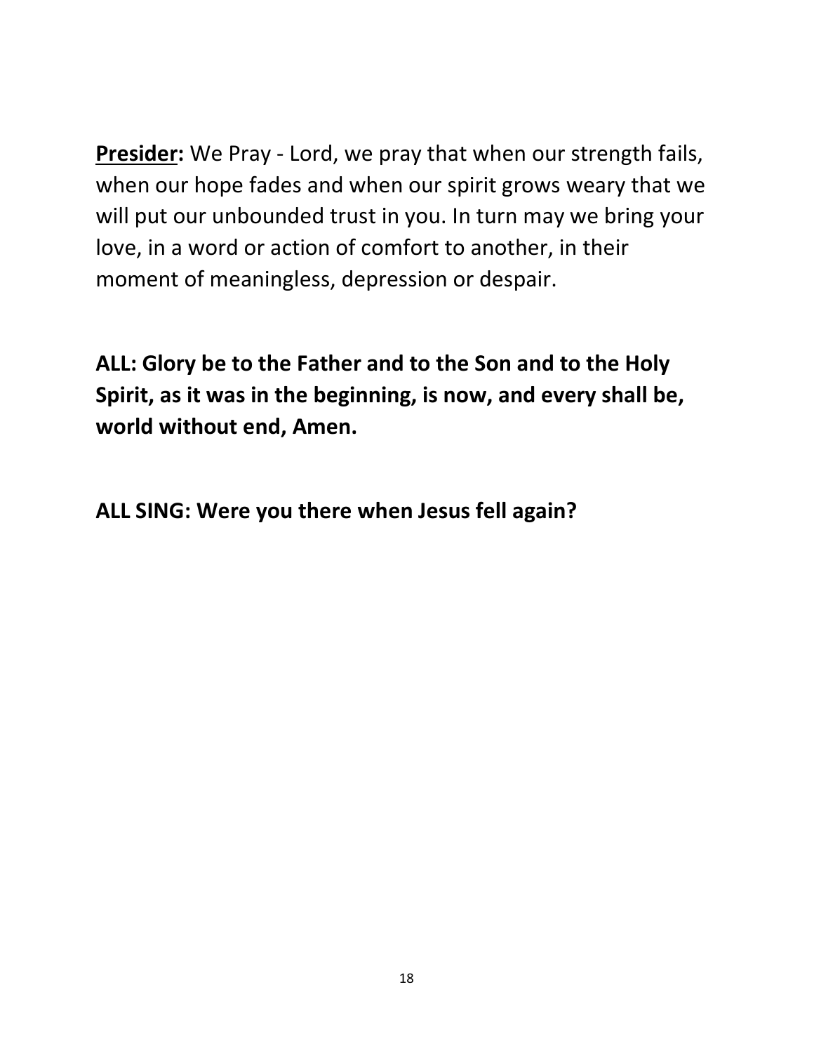**<u>Presider</u>:** We Pray - Lord, we pray that when our strength fails, when our hope fades and when our spirit grows weary that we will put our unbounded trust in you. In turn may we bring your love, in a word or action of comfort to another, in their moment of meaningless, depression or despair.

**ALL: Glory be to the Father and to the Son and to the Holy Spirit, as it was in the beginning, is now, and every shall be, world without end, Amen.**

**ALL SING: Were you there when Jesus fell again?**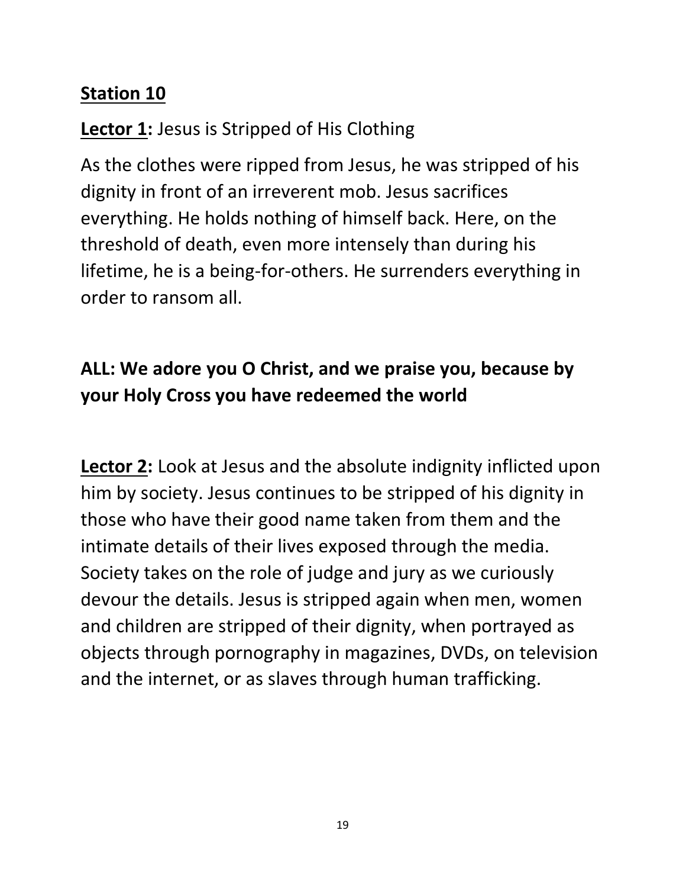## Station 10

**Lector 1:** Jesus is Stripped of His Clothing

As the clothes were ripped from Jesus, he was stripped of his dignity in front of an irreverent mob. Jesus sacrifices everything. He holds nothing of himself back. Here, on the threshold of death, even more intensely than during his lifetime, he is a being-for-others. He surrenders everything in order to ransom all.

**ALL: We adore you O Christ, and we praise you, because by your Holy Cross you have redeemed the world**

**Lector 2:** Look at Jesus and the absolute indignity inflicted upon him by society. Jesus continues to be stripped of his dignity in those who have their good name taken from them and the intimate details of their lives exposed through the media. Society takes on the role of judge and jury as we curiously devour the details. Jesus is stripped again when men, women and children are stripped of their dignity, when portrayed as objects through pornography in magazines, DVDs, on television and the internet, or as slaves through human trafficking.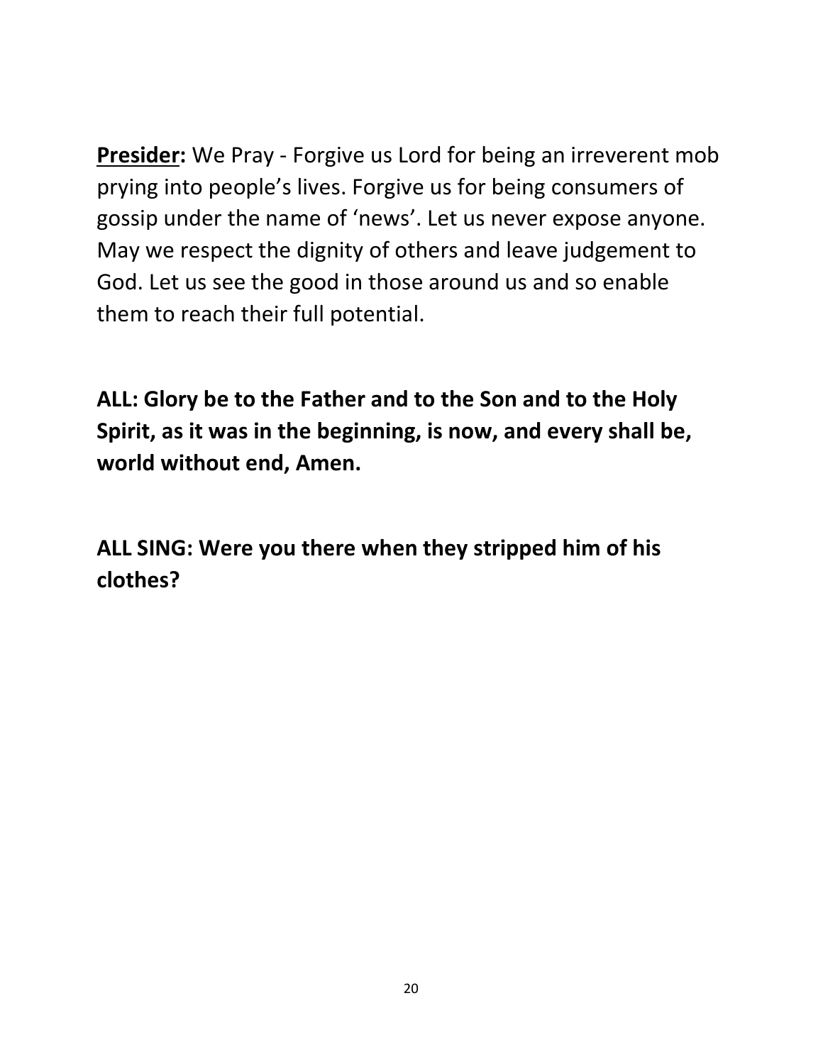**Presider:** We Pray - Forgive us Lord for being an irreverent mob prying into people's lives. Forgive us for being consumers of gossip under the name of 'news'. Let us never expose anyone. May we respect the dignity of others and leave judgement to God. Let us see the good in those around us and so enable them to reach their full potential.

**ALL: Glory be to the Father and to the Son and to the Holy Spirit, as it was in the beginning, is now, and every shall be, world without end, Amen.**

**ALL SING: Were you there when they stripped him of his clothes?**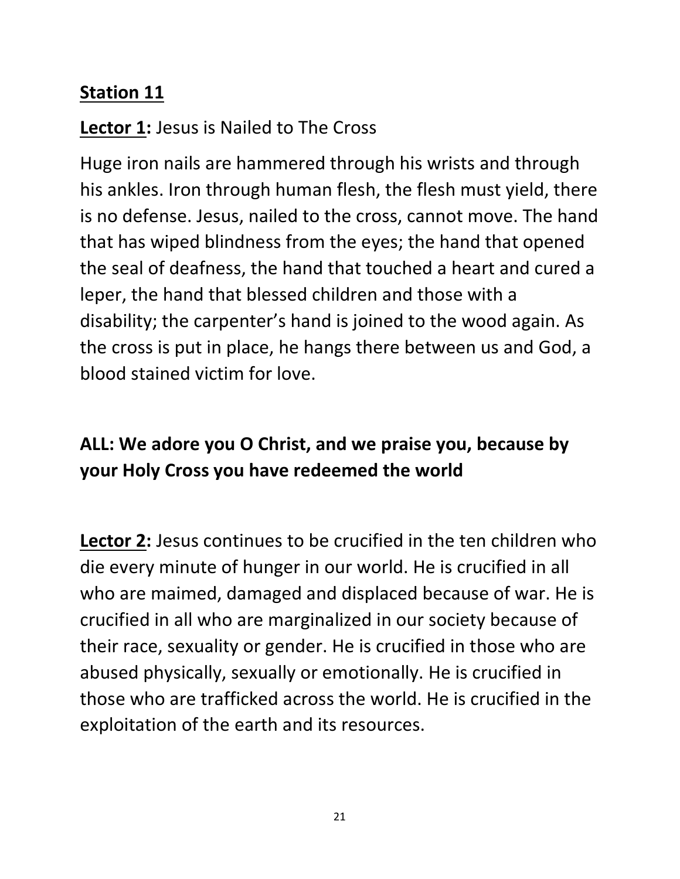## Station 11

**Lector 1:** Jesus is Nailed to The Cross

Huge iron nails are hammered through his wrists and through his ankles. Iron through human flesh, the flesh must yield, there is no defense. Jesus, nailed to the cross, cannot move. The hand that has wiped blindness from the eyes; the hand that opened the seal of deafness, the hand that touched a heart and cured a leper, the hand that blessed children and those with a disability; the carpenter's hand is joined to the wood again. As the cross is put in place, he hangs there between us and God, a blood stained victim for love.

**ALL: We adore you O Christ, and we praise you, because by your Holy Cross you have redeemed the world**

**Lector 2:** Jesus continues to be crucified in the ten children who die every minute of hunger in our world. He is crucified in all who are maimed, damaged and displaced because of war. He is crucified in all who are marginalized in our society because of their race, sexuality or gender. He is crucified in those who are abused physically, sexually or emotionally. He is crucified in those who are trafficked across the world. He is crucified in the exploitation of the earth and its resources.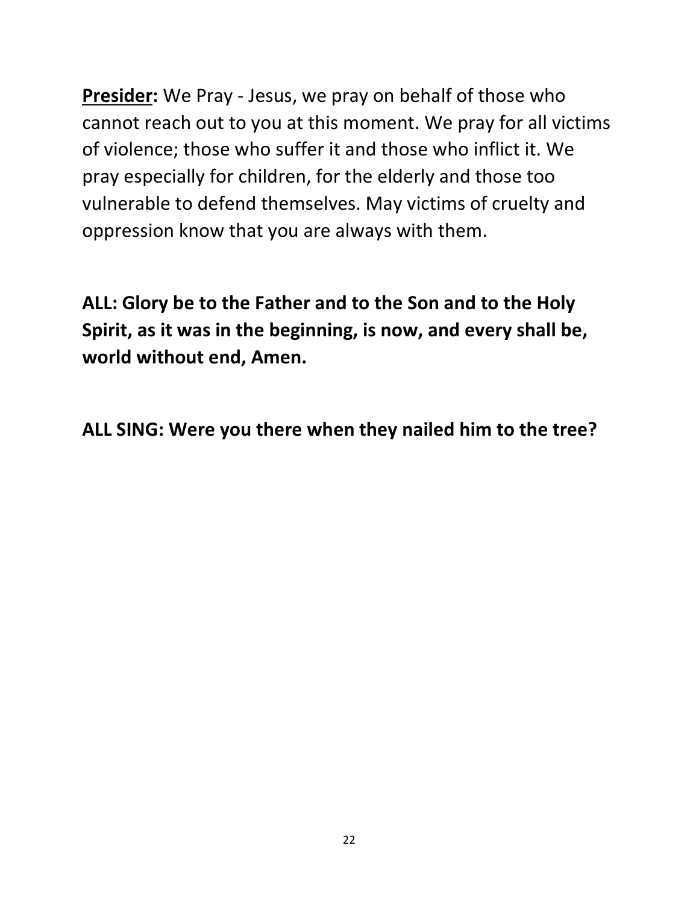**<u>Presider</u>:** We Pray - Jesus, we pray on behalf of those who cannot reach out to you at this moment. We pray for all victims of violence; those who suffer it and those who inflict it. We pray especially for children, for the elderly and those too vulnerable to defend themselves. May victims of cruelty and oppression know that you are always with them.

**ALL: Glory be to the Father and to the Son and to the Holy Spirit, as it was in the beginning, is now, and every shall be, world without end, Amen.**

**ALL SING: Were you there when they nailed him to the tree?**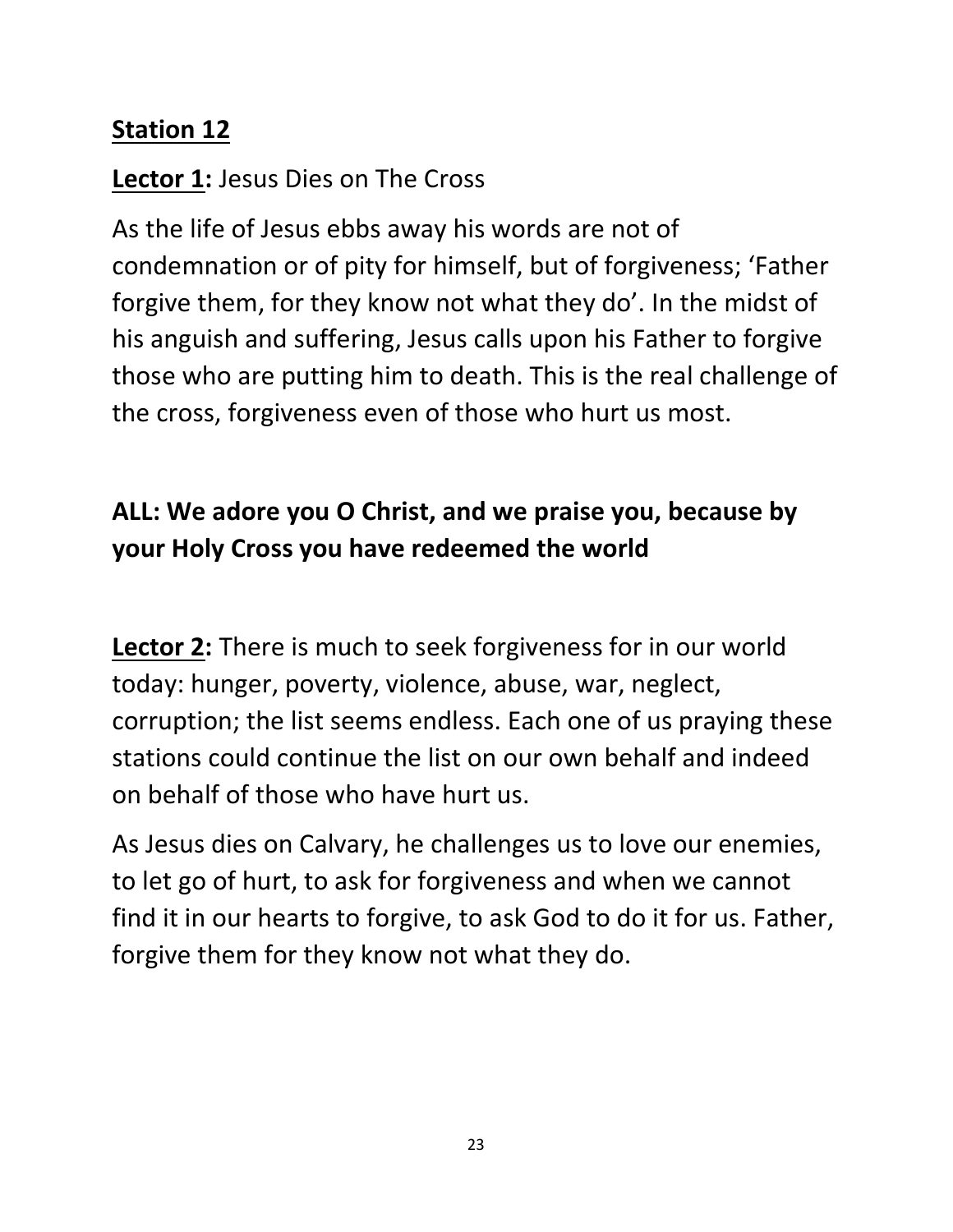## Station 12

**Lector 1:** Jesus Dies on The Cross

As the life of Jesus ebbs away his words are not of condemnation or of pity for himself, but of forgiveness; 'Father forgive them, for they know not what they do'. In the midst of his anguish and suffering, Jesus calls upon his Father to forgive those who are putting him to death. This is the real challenge of the cross, forgiveness even of those who hurt us most.

**ALL: We adore you O Christ, and we praise you, because by your Holy Cross you have redeemed the world**

**Lector 2:** There is much to seek forgiveness for in our world today: hunger, poverty, violence, abuse, war, neglect, corruption; the list seems endless. Each one of us praying these stations could continue the list on our own behalf and indeed on behalf of those who have hurt us.

As Jesus dies on Calvary, he challenges us to love our enemies, to let go of hurt, to ask for forgiveness and when we cannot find it in our hearts to forgive, to ask God to do it for us. Father, forgive them for they know not what they do.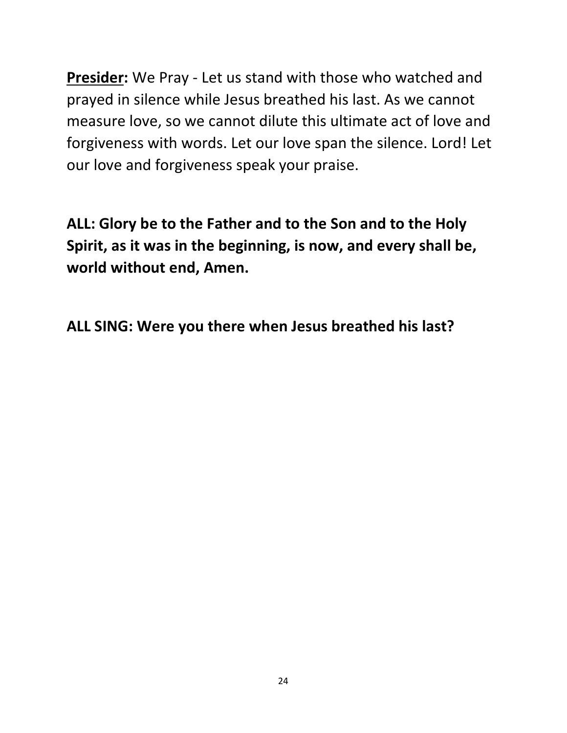**<u>Presider</u>:** We Pray - Let us stand with those who watched and prayed in silence while Jesus breathed his last. As we cannot measure love, so we cannot dilute this ultimate act of love and forgiveness with words. Let our love span the silence. Lord! Let our love and forgiveness speak your praise.

**ALL: Glory be to the Father and to the Son and to the Holy Spirit, as it was in the beginning, is now, and every shall be, world without end, Amen.**

**ALL SING: Were you there when Jesus breathed his last?**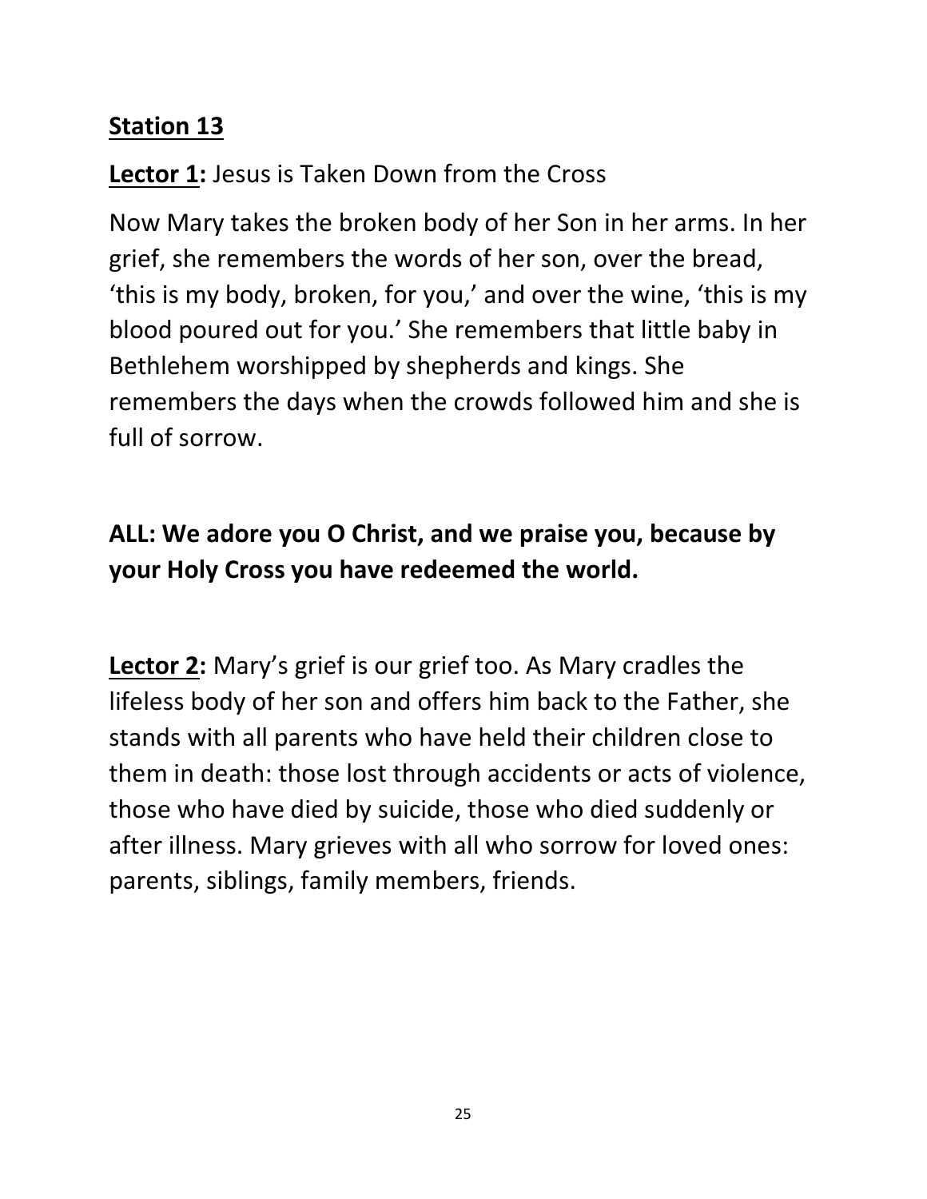## Station 13

**Lector 1:** Jesus is Taken Down from the Cross

Now Mary takes the broken body of her Son in her arms. In her grief, she remembers the words of her son, over the bread, 'this is my body, broken, for you,' and over the wine, 'this is my blood poured out for you.' She remembers that little baby in Bethlehem worshipped by shepherds and kings. She remembers the days when the crowds followed him and she is full of sorrow.

**ALL: We adore you O Christ, and we praise you, because by your Holy Cross you have redeemed the world.**

**Lector 2:** Mary's grief is our grief too. As Mary cradles the lifeless body of her son and offers him back to the Father, she stands with all parents who have held their children close to them in death: those lost through accidents or acts of violence, those who have died by suicide, those who died suddenly or after illness. Mary grieves with all who sorrow for loved ones: parents, siblings, family members, friends.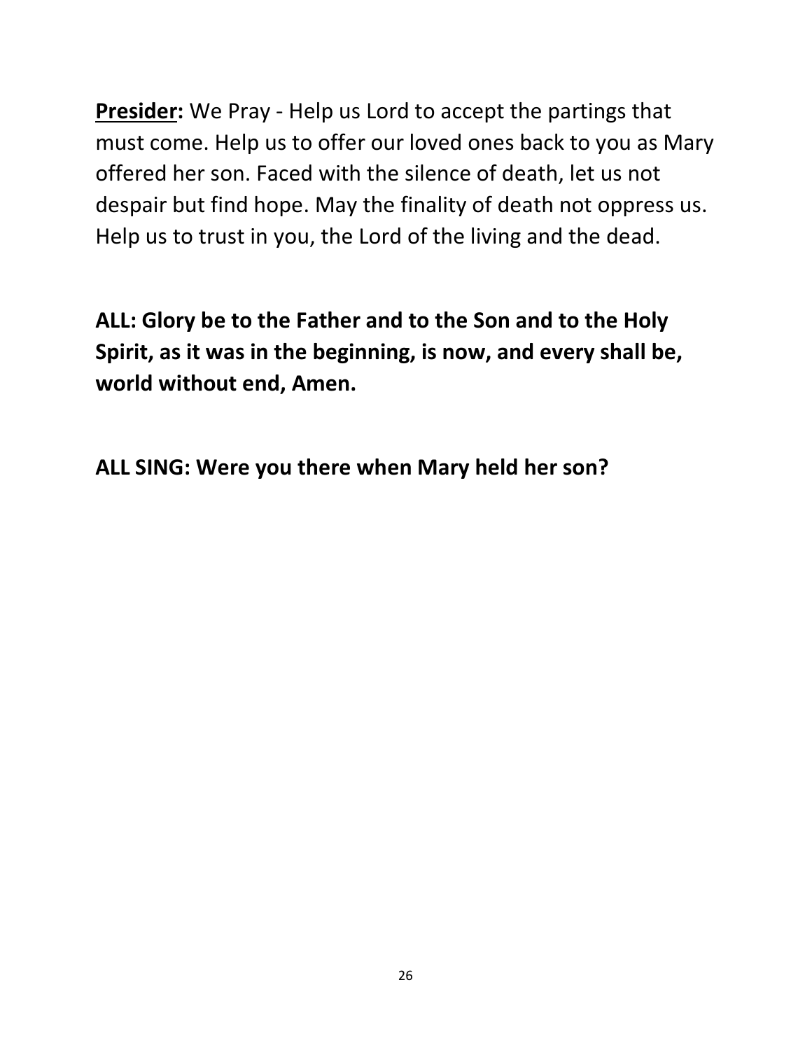**Presider:** We Pray - Help us Lord to accept the partings that must come. Help us to offer our loved ones back to you as Mary offered her son. Faced with the silence of death, let us not despair but find hope. May the finality of death not oppress us. Help us to trust in you, the Lord of the living and the dead.

**ALL: Glory be to the Father and to the Son and to the Holy Spirit, as it was in the beginning, is now, and every shall be, world without end, Amen.**

**ALL SING: Were you there when Mary held her son?**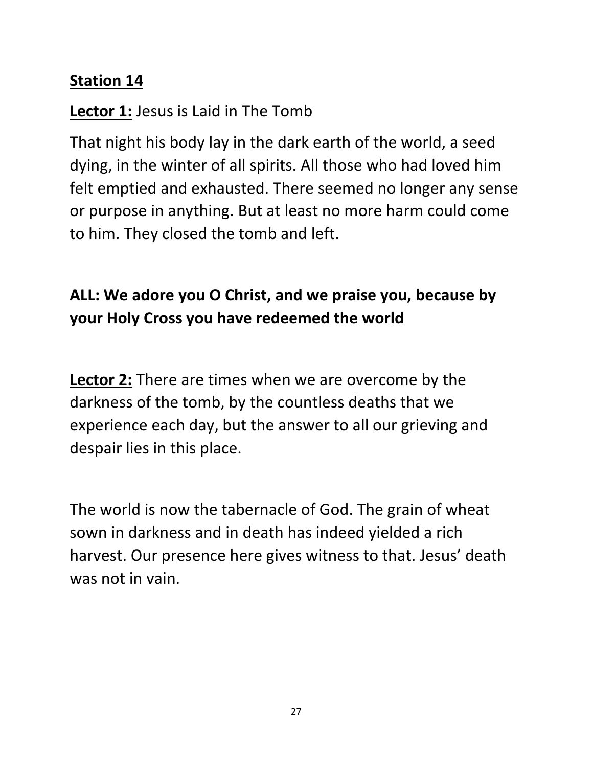## Station 14

**Lector 1:** Jesus is Laid in The Tomb

That night his body lay in the dark earth of the world, a seed dying, in the winter of all spirits. All those who had loved him felt emptied and exhausted. There seemed no longer any sense or purpose in anything. But at least no more harm could come to him. They closed the tomb and left.

**ALL: We adore you O Christ, and we praise you, because by your Holy Cross you have redeemed the world**

**Lector 2:** There are times when we are overcome by the darkness of the tomb, by the countless deaths that we experience each day, but the answer to all our grieving and despair lies in this place.

The world is now the tabernacle of God. The grain of wheat sown in darkness and in death has indeed yielded a rich harvest. Our presence here gives witness to that. Jesus' death was not in vain.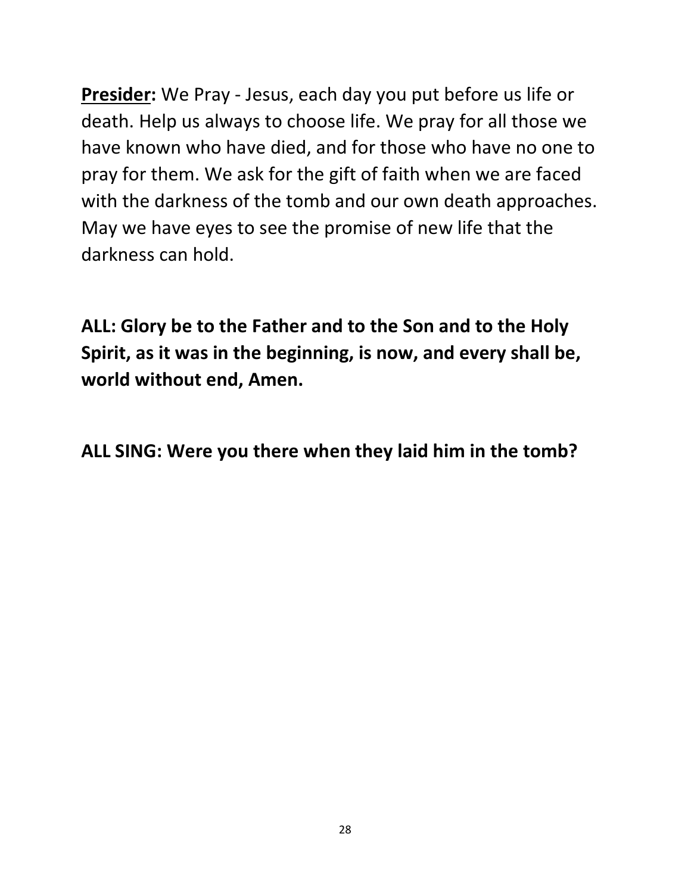**<u>Presider</u>:** We Pray - Jesus, each day you put before us life or death. Help us always to choose life. We pray for all those we have known who have died, and for those who have no one to pray for them. We ask for the gift of faith when we are faced with the darkness of the tomb and our own death approaches. May we have eyes to see the promise of new life that the darkness can hold.

**ALL: Glory be to the Father and to the Son and to the Holy Spirit, as it was in the beginning, is now, and every shall be, world without end, Amen.**

**ALL SING: Were you there when they laid him in the tomb?**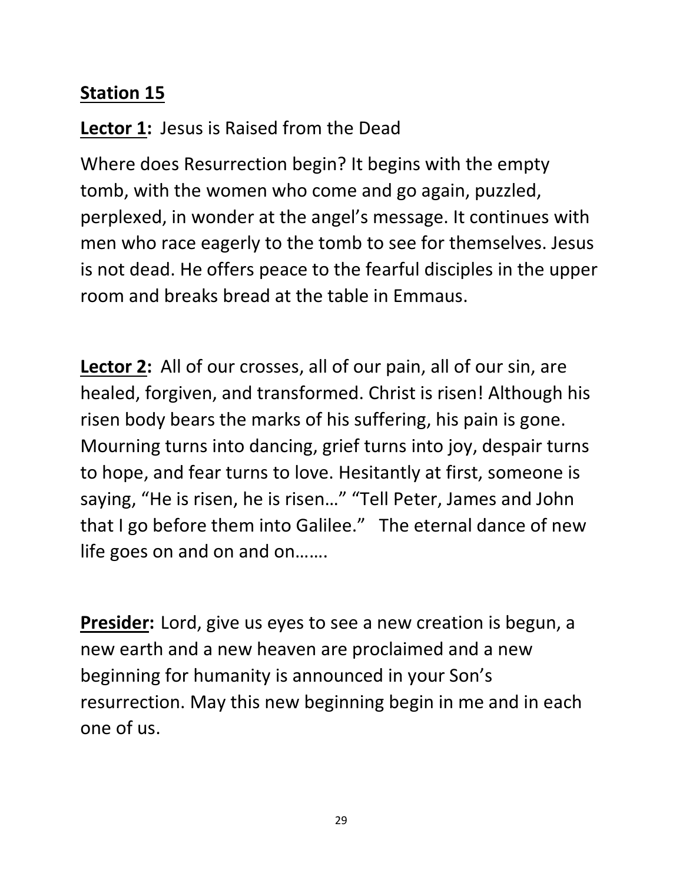## Station 15

**Lector 1:** Jesus is Raised from the Dead

Where does Resurrection begin? It begins with the empty tomb, with the women who come and go again, puzzled, perplexed, in wonder at the angel's message. It continues with men who race eagerly to the tomb to see for themselves. Jesus is not dead. He offers peace to the fearful disciples in the upper room and breaks bread at the table in Emmaus.

**Lector 2:** All of our crosses, all of our pain, all of our sin, are healed, forgiven, and transformed. Christ is risen! Although his risen body bears the marks of his suffering, his pain is gone. Mourning turns into dancing, grief turns into joy, despair turns to hope, and fear turns to love. Hesitantly at first, someone is saying, "He is risen, he is risen…" "Tell Peter, James and John that I go before them into Galilee." The eternal dance of new life goes on and on and on…….

**Presider:** Lord, give us eyes to see a new creation is begun, a new earth and a new heaven are proclaimed and a new beginning for humanity is announced in your Son's resurrection. May this new beginning begin in me and in each one of us.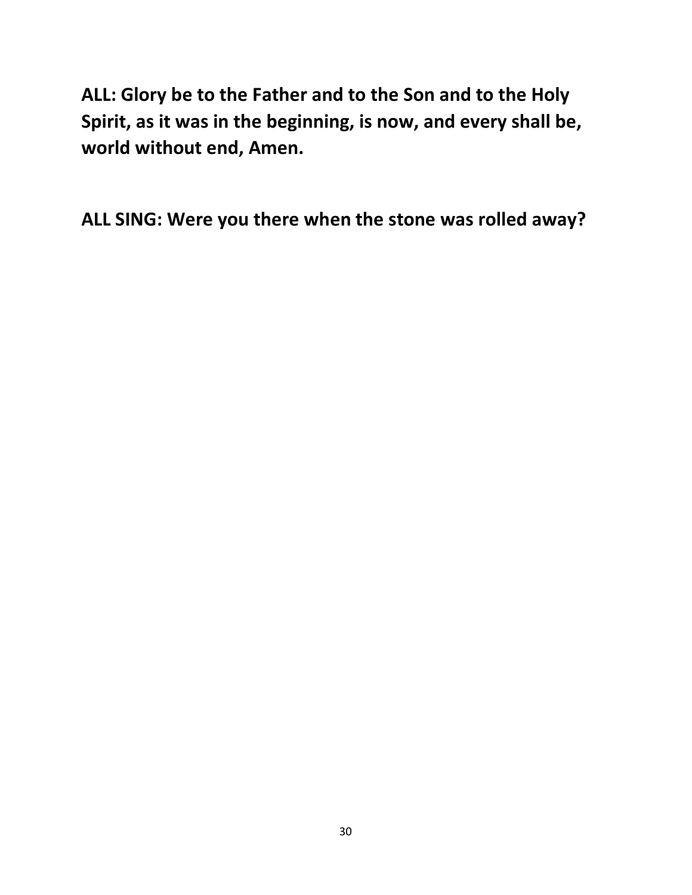**ALL: Glory be to the Father and to the Son and to the Holy Spirit, as it was in the beginning, is now, and every shall be, world without end, Amen.**

**ALL SING: Were you there when the stone was rolled away?**